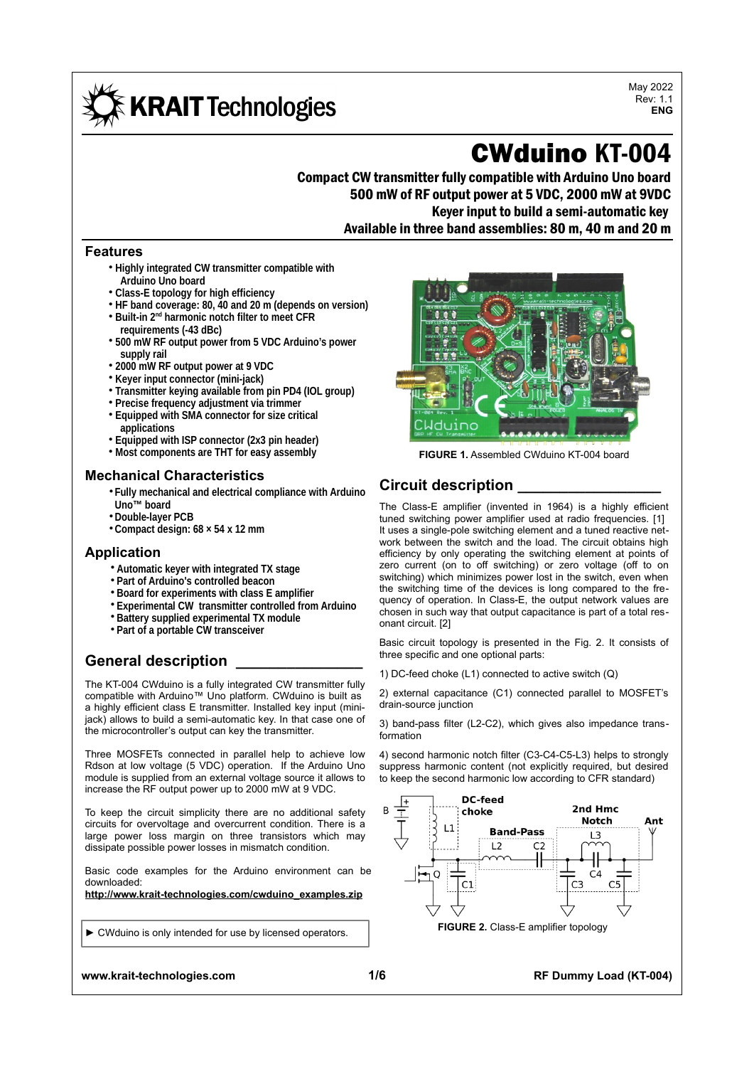KRAIT Technologies

May 2022
Rev: 1.1
**ENG**

# CWduino KT-004

**Compact CW transmitter fully compatible with Arduino Uno board**
**500 mW of RF output power at 5 VDC, 2000 mW at 9VDC**
**Keyer input to build a semi-automatic key**
**Available in three band assemblies: 80 m, 40 m and 20 m**

## Features

- **Highly integrated CW transmitter compatible with Arduino Uno board**
- **Class-E topology for high efficiency**
- **HF band coverage: 80, 40 and 20 m (depends on version)**
- **Built-in 2nd harmonic notch filter to meet CFR requirements (-43 dBc)**
- **500 mW RF output power from 5 VDC Arduino's power supply rail**
- **2000 mW RF output power at 9 VDC**
- **Keyer input connector (mini-jack)**
- **Transmitter keying available from pin PD4 (IOL group)**
- **Precise frequency adjustment via trimmer**
- **Equipped with SMA connector for size critical applications**
- **Equipped with ISP connector (2x3 pin header)**
- **Most components are THT for easy assembly**

## Mechanical Characteristics

- **Fully mechanical and electrical compliance with Arduino Uno™ board**
- **Double-layer PCB**
- **Compact design: 68 × 54 x 12 mm**

## Application

- **Automatic keyer with integrated TX stage**
- **Part of Arduino's controlled beacon**
- **Board for experiments with class E amplifier**
- **Experimental CW transmitter controlled from Arduino**
- **Battery supplied experimental TX module**
- **Part of a portable CW transceiver**

## General description

The KT-004 CWduino is a fully integrated CW transmitter fully compatible with Arduino™ Uno platform. CWduino is built as a highly efficient class E transmitter. Installed key input (mini-jack) allows to build a semi-automatic key. In that case one of the microcontroller's output can key the transmitter.

Three MOSFETs connected in parallel help to achieve low Rdson at low voltage (5 VDC) operation. If the Arduino Uno module is supplied from an external voltage source it allows to increase the RF output power up to 2000 mW at 9 VDC.

To keep the circuit simplicity there are no additional safety circuits for overvoltage and overcurrent condition. There is a large power loss margin on three transistors which may dissipate possible power losses in mismatch condition.

Basic code examples for the Arduino environment can be downloaded:
**http://www.krait-technologies.com/cwduino_examples.zip**

► CWduino is only intended for use by licensed operators.

**FIGURE 1.** Assembled CWduino KT-004 board

## Circuit description

The Class-E amplifier (invented in 1964) is a highly efficient tuned switching power amplifier used at radio frequencies. [1] It uses a single-pole switching element and a tuned reactive network between the switch and the load. The circuit obtains high efficiency by only operating the switching element at points of zero current (on to off switching) or zero voltage (off to on switching) which minimizes power lost in the switch, even when the switching time of the devices is long compared to the frequency of operation. In Class-E, the output network values are chosen in such way that output capacitance is part of a total resonant circuit. [2]

Basic circuit topology is presented in the Fig. 2. It consists of three specific and one optional parts:

1) DC-feed choke (L1) connected to active switch (Q)

2) external capacitance (C1) connected parallel to MOSFET's drain-source junction

3) band-pass filter (L2-C2), which gives also impedance transformation

4) second harmonic notch filter (C3-C4-C5-L3) helps to strongly suppress harmonic content (not explicitly required, but desired to keep the second harmonic low according to CFR standard)

B
DC-feed choke
L1
Band-Pass
L2
C2
2nd Hmc Notch
L3
C4
Ant
Q
C1
C3
C5

**FIGURE 2.** Class-E amplifier topology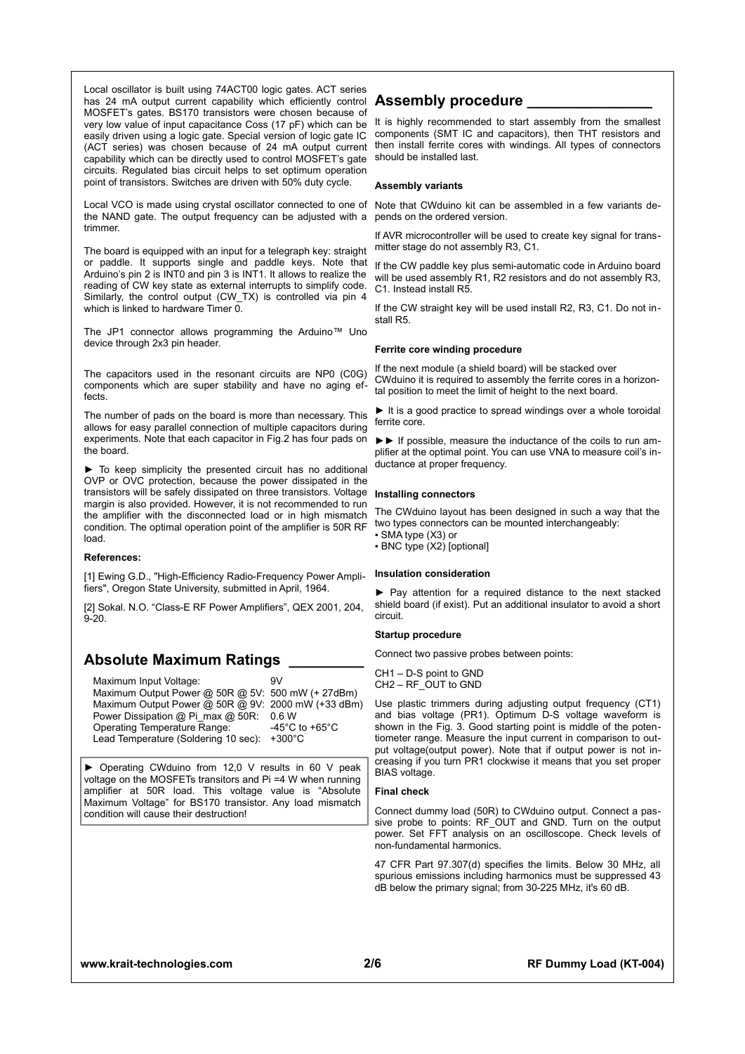Local oscillator is built using 74ACT00 logic gates. ACT series has 24 mA output current capability which efficiently control MOSFET's gates. BS170 transistors were chosen because of very low value of input capacitance Coss (17 pF) which can be easily driven using a logic gate. Special version of logic gate IC (ACT series) was chosen because of 24 mA output current capability which can be directly used to control MOSFET's gate circuits. Regulated bias circuit helps to set optimum operation point of transistors. Switches are driven with 50% duty cycle.

Local VCO is made using crystal oscillator connected to one of the NAND gate. The output frequency can be adjusted with a trimmer.

The board is equipped with an input for a telegraph key: straight or paddle. It supports single and paddle keys. Note that Arduino's pin 2 is INT0 and pin 3 is INT1. It allows to realize the reading of CW key state as external interrupts to simplify code. Similarly, the control output (CW_TX) is controlled via pin 4 which is linked to hardware Timer 0.

The JP1 connector allows programming the Arduino™ Uno device through 2x3 pin header.

The capacitors used in the resonant circuits are NP0 (C0G) components which are super stability and have no aging effects.

The number of pads on the board is more than necessary. This allows for easy parallel connection of multiple capacitors during experiments. Note that each capacitor in Fig.2 has four pads on the board.

► To keep simplicity the presented circuit has no additional OVP or OVC protection, because the power dissipated in the transistors will be safely dissipated on three transistors. Voltage margin is also provided. However, it is not recommended to run the amplifier with the disconnected load or in high mismatch condition. The optimal operation point of the amplifier is 50R RF load.

**References:**

[1] Ewing G.D., "High-Efficiency Radio-Frequency Power Amplifiers", Oregon State University, submitted in April, 1964.

[2] Sokal. N.O. "Class-E RF Power Amplifiers", QEX 2001, 204, 9-20.

## Absolute Maximum Ratings

| | |
|---|---|
| Maximum Input Voltage: | 9V |
| Maximum Output Power @ 50R @ 5V: | 500 mW (+ 27dBm) |
| Maximum Output Power @ 50R @ 9V: | 2000 mW (+33 dBm) |
| Power Dissipation @ Pi_max @ 50R: | 0.6 W |
| Operating Temperature Range: | -45°C to +65°C |
| Lead Temperature (Soldering 10 sec): | +300°C |

► Operating CWduino from 12,0 V results in 60 V peak voltage on the MOSFETs transitors and Pi =4 W when running amplifier at 50R load. This voltage value is "Absolute Maximum Voltage" for BS170 transistor. Any load mismatch condition will cause their destruction!

## Assembly procedure

It is highly recommended to start assembly from the smallest components (SMT IC and capacitors), then THT resistors and then install ferrite cores with windings. All types of connectors should be installed last.

**Assembly variants**

Note that CWduino kit can be assembled in a few variants depends on the ordered version.

If AVR microcontroller will be used to create key signal for transmitter stage do not assembly R3, C1.

If the CW paddle key plus semi-automatic code in Arduino board will be used assembly R1, R2 resistors and do not assembly R3, C1. Instead install R5.

If the CW straight key will be used install R2, R3, C1. Do not install R5.

**Ferrite core winding procedure**

If the next module (a shield board) will be stacked over CWduino it is required to assembly the ferrite cores in a horizontal position to meet the limit of height to the next board.

► It is a good practice to spread windings over a whole toroidal ferrite core.

►► If possible, measure the inductance of the coils to run amplifier at the optimal point. You can use VNA to measure coil's inductance at proper frequency.

**Installing connectors**

The CWduino layout has been designed in such a way that the two types connectors can be mounted interchangeably:

- SMA type (X3) or
- BNC type (X2) [optional]

**Insulation consideration**

► Pay attention for a required distance to the next stacked shield board (if exist). Put an additional insulator to avoid a short circuit.

**Startup procedure**

Connect two passive probes between points:

CH1 – D-S point to GND
CH2 – RF_OUT to GND

Use plastic trimmers during adjusting output frequency (CT1) and bias voltage (PR1). Optimum D-S voltage waveform is shown in the Fig. 3. Good starting point is middle of the potentiometer range. Measure the input current in comparison to output voltage(output power). Note that if output power is not increasing if you turn PR1 clockwise it means that you set proper BIAS voltage.

**Final check**

Connect dummy load (50R) to CWduino output. Connect a passive probe to points: RF_OUT and GND. Turn on the output power. Set FFT analysis on an oscilloscope. Check levels of non-fundamental harmonics.

47 CFR Part 97.307(d) specifies the limits. Below 30 MHz, all spurious emissions including harmonics must be suppressed 43 dB below the primary signal; from 30-225 MHz, it's 60 dB.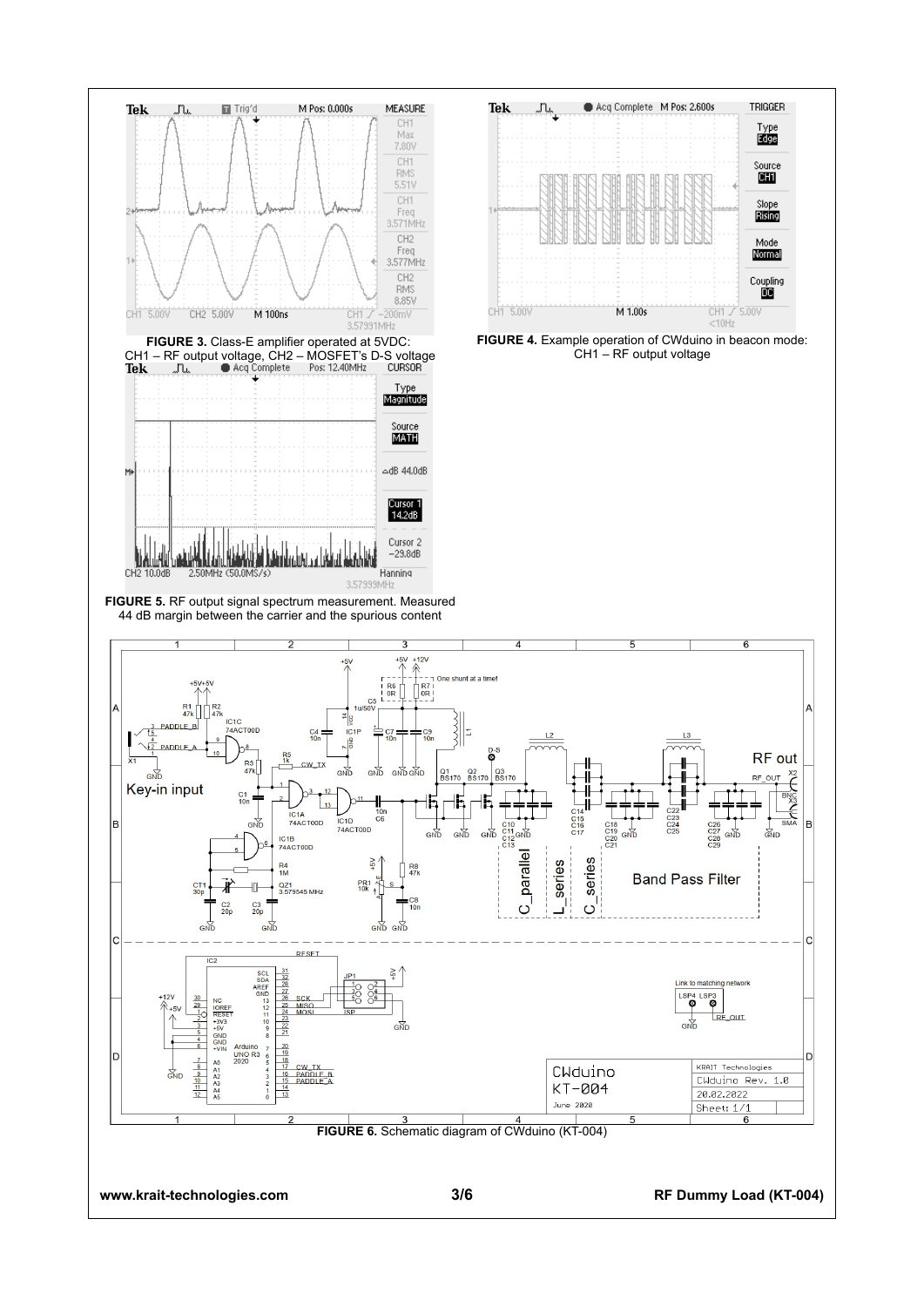Tek Trig'd M Pos: 0.000s MEASURE

CH1 Max 7.80V

CH1 RMS 5.51V

CH1 Freq 3.571MHz

CH2 Freq 3.577MHz

CH2 RMS 8.85V

CH1 5.00V CH2 5.00V M 100ns CH1 ∫ −200mV 3.57991MHz

**FIGURE 3.** Class-E amplifier operated at 5VDC: CH1 – RF output voltage, CH2 – MOSFET's D-S voltage

Tek Acq Complete M Pos: 2.600s TRIGGER

Type Edge

Source CH1

Slope Rising

Mode Normal

Coupling DC

CH1 5.00V M 1.00s CH1 ∫ 5.00V <10Hz

**FIGURE 4.** Example operation of CWduino in beacon mode: CH1 – RF output voltage

Tek Acq Complete Pos: 12.40MHz CURSOR

Type Magnitude

Source MATH

ΔdB 44.0dB

Cursor 1 14.2dB

Cursor 2 −29.8dB

CH2 10.0dB 2.50MHz (50.0MS/s) Hanning 3.57999MHz

**FIGURE 5.** RF output signal spectrum measurement. Measured 44 dB margin between the carrier and the spurious content

Key-in input

RF out

C_parallel L_series C_series Band Pass Filter

One shunt at a time!

Link to matching network

CWduino KT-004 June 2020

KRAIT Technologies CWduino Rev. 1.0 20.02.2022 Sheet: 1/1

**FIGURE 6.** Schematic diagram of CWduino (KT-004)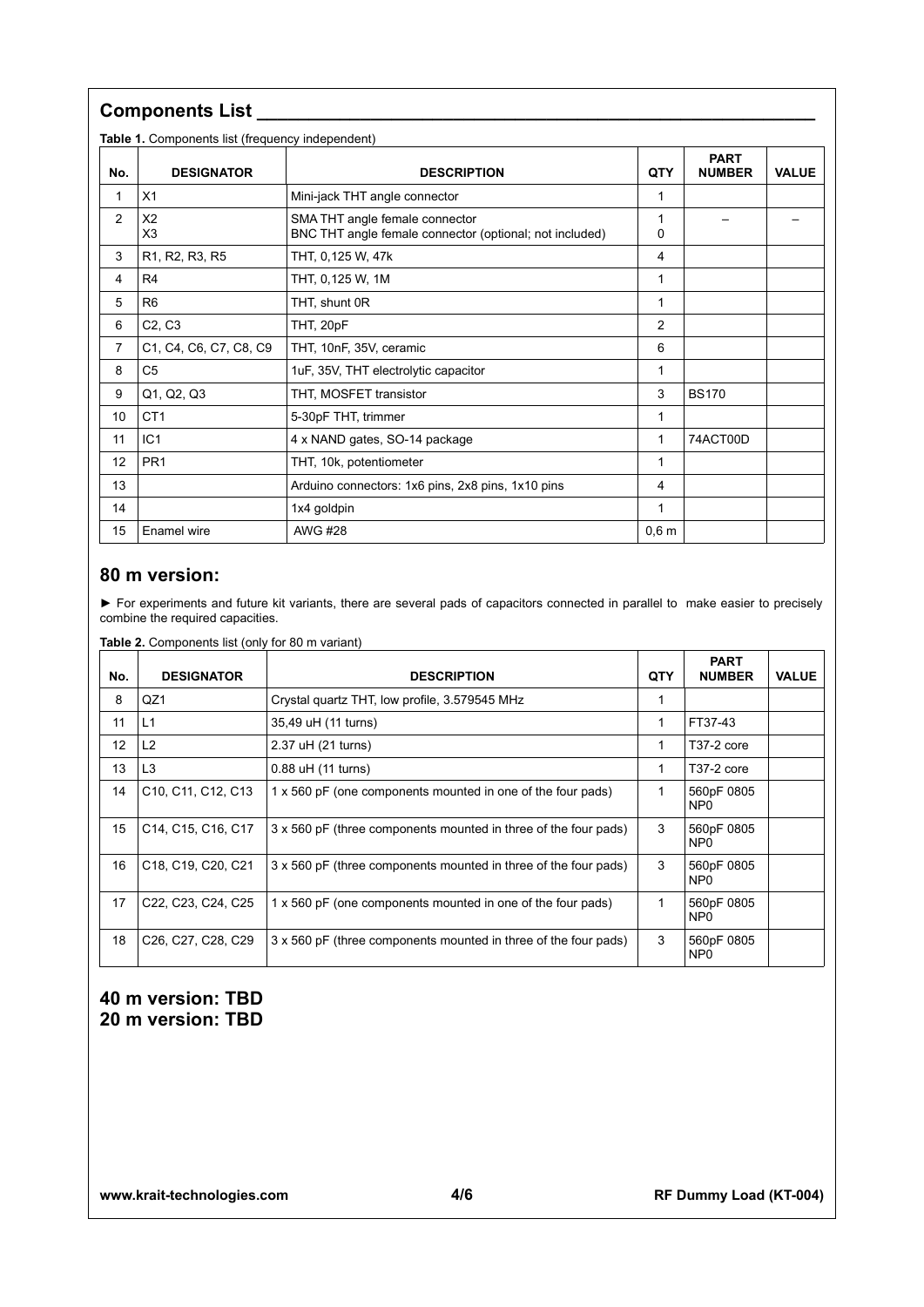## Components List

**Table 1.** Components list (frequency independent)

| No. | DESIGNATOR | DESCRIPTION | QTY | PART NUMBER | VALUE |
|---|---|---|---|---|---|
| 1 | X1 | Mini-jack THT angle connector | 1 | | |
| 2 | X2<br>X3 | SMA THT angle female connector<br>BNC THT angle female connector (optional; not included) | 1<br>0 | – | – |
| 3 | R1, R2, R3, R5 | THT, 0,125 W, 47k | 4 | | |
| 4 | R4 | THT, 0,125 W, 1M | 1 | | |
| 5 | R6 | THT, shunt 0R | 1 | | |
| 6 | C2, C3 | THT, 20pF | 2 | | |
| 7 | C1, C4, C6, C7, C8, C9 | THT, 10nF, 35V, ceramic | 6 | | |
| 8 | C5 | 1uF, 35V, THT electrolytic capacitor | 1 | | |
| 9 | Q1, Q2, Q3 | THT, MOSFET transistor | 3 | BS170 | |
| 10 | CT1 | 5-30pF THT, trimmer | 1 | | |
| 11 | IC1 | 4 x NAND gates, SO-14 package | 1 | 74ACT00D | |
| 12 | PR1 | THT, 10k, potentiometer | 1 | | |
| 13 | | Arduino connectors: 1x6 pins, 2x8 pins, 1x10 pins | 4 | | |
| 14 | | 1x4 goldpin | 1 | | |
| 15 | Enamel wire | AWG #28 | 0,6 m | | |

## 80 m version:

► For experiments and future kit variants, there are several pads of capacitors connected in parallel to make easier to precisely combine the required capacities.

**Table 2.** Components list (only for 80 m variant)

| No. | DESIGNATOR | DESCRIPTION | QTY | PART NUMBER | VALUE |
|---|---|---|---|---|---|
| 8 | QZ1 | Crystal quartz THT, low profile, 3.579545 MHz | 1 | | |
| 11 | L1 | 35,49 uH (11 turns) | 1 | FT37-43 | |
| 12 | L2 | 2.37 uH (21 turns) | 1 | T37-2 core | |
| 13 | L3 | 0.88 uH (11 turns) | 1 | T37-2 core | |
| 14 | C10, C11, C12, C13 | 1 x 560 pF (one components mounted in one of the four pads) | 1 | 560pF 0805 NP0 | |
| 15 | C14, C15, C16, C17 | 3 x 560 pF (three components mounted in three of the four pads) | 3 | 560pF 0805 NP0 | |
| 16 | C18, C19, C20, C21 | 3 x 560 pF (three components mounted in three of the four pads) | 3 | 560pF 0805 NP0 | |
| 17 | C22, C23, C24, C25 | 1 x 560 pF (one components mounted in one of the four pads) | 1 | 560pF 0805 NP0 | |
| 18 | C26, C27, C28, C29 | 3 x 560 pF (three components mounted in three of the four pads) | 3 | 560pF 0805 NP0 | |

## 40 m version: TBD
## 20 m version: TBD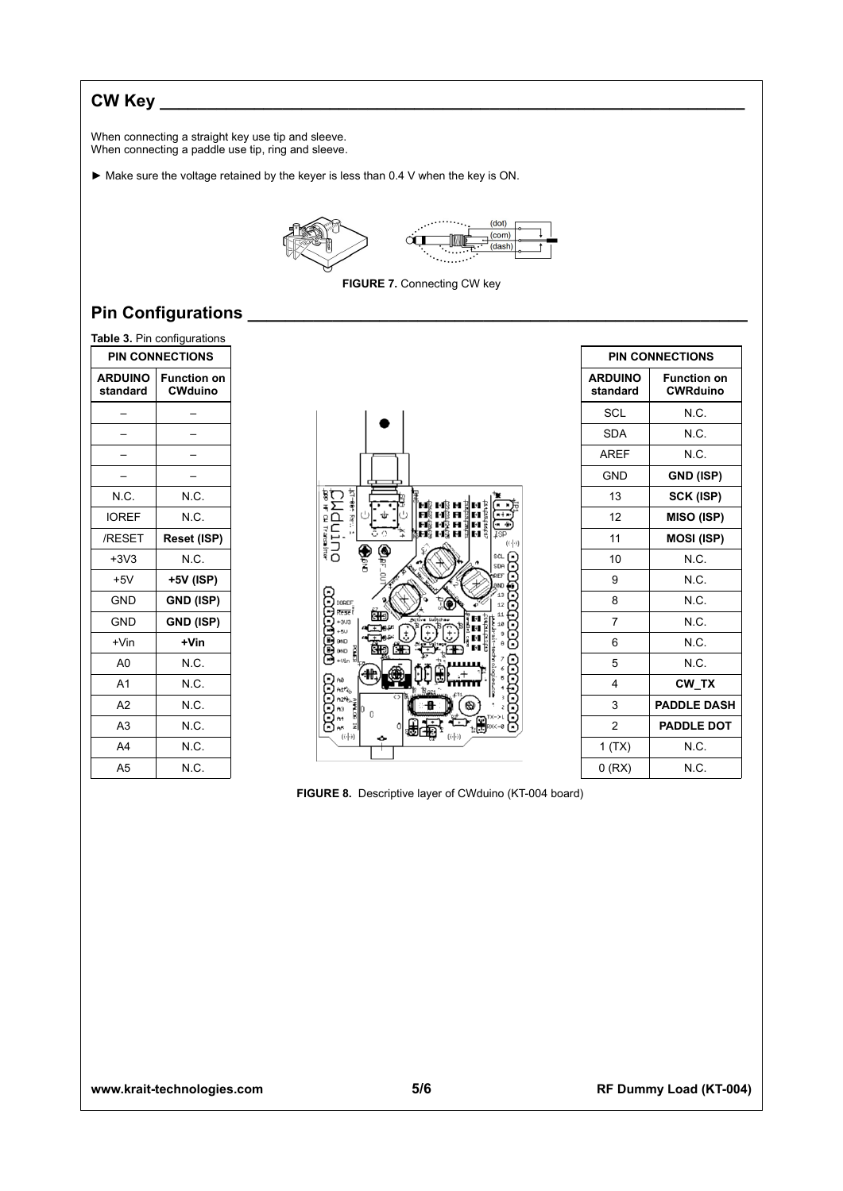## CW Key

When connecting a straight key use tip and sleeve.
When connecting a paddle use tip, ring and sleeve.

► Make sure the voltage retained by the keyer is less than 0.4 V when the key is ON.

(dot)
(com)
(dash)

**FIGURE 7.** Connecting CW key

## Pin Configurations

**Table 3.** Pin configurations

| PIN CONNECTIONS | |
|---|---|
| **ARDUINO standard** | **Function on CWduino** |
| – | – |
| – | – |
| – | – |
| – | – |
| N.C. | N.C. |
| IOREF | N.C. |
| /RESET | **Reset (ISP)** |
| +3V3 | N.C. |
| +5V | **+5V (ISP)** |
| GND | **GND (ISP)** |
| GND | **GND (ISP)** |
| +Vin | **+Vin** |
| A0 | N.C. |
| A1 | N.C. |
| A2 | N.C. |
| A3 | N.C. |
| A4 | N.C. |
| A5 | N.C. |

| PIN CONNECTIONS | |
|---|---|
| **ARDUINO standard** | **Function on CWRduino** |
| SCL | N.C. |
| SDA | N.C. |
| AREF | N.C. |
| GND | **GND (ISP)** |
| 13 | **SCK (ISP)** |
| 12 | **MISO (ISP)** |
| 11 | **MOSI (ISP)** |
| 10 | N.C. |
| 9 | N.C. |
| 8 | N.C. |
| 7 | N.C. |
| 6 | N.C. |
| 5 | N.C. |
| 4 | **CW_TX** |
| 3 | **PADDLE DASH** |
| 2 | **PADDLE DOT** |
| 1 (TX) | N.C. |
| 0 (RX) | N.C. |

**FIGURE 8.** Descriptive layer of CWduino (KT-004 board)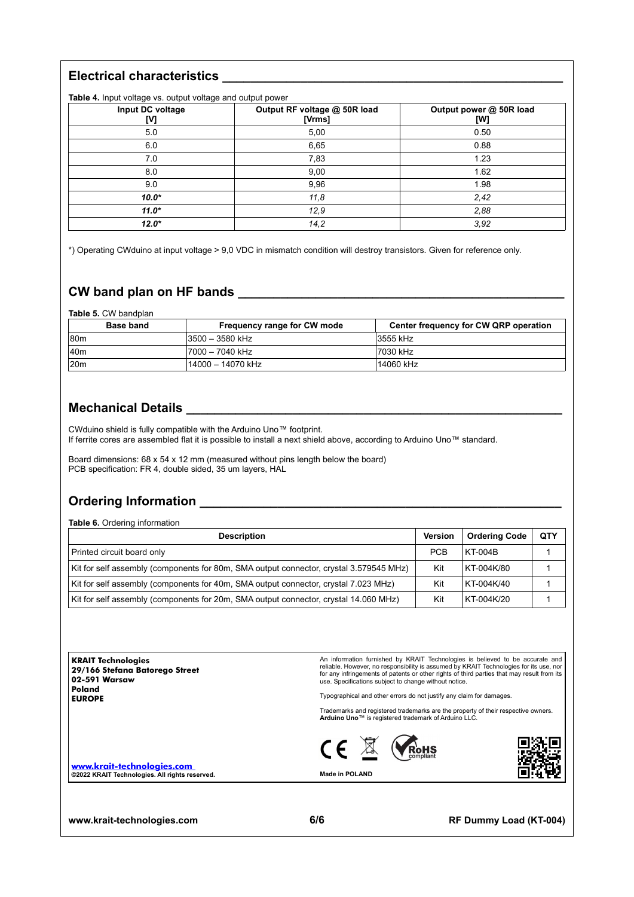## Electrical characteristics

**Table 4.** Input voltage vs. output voltage and output power

| Input DC voltage [V] | Output RF voltage @ 50R load [Vrms] | Output power @ 50R load [W] |
|---|---|---|
| 5.0 | 5,00 | 0.50 |
| 6.0 | 6,65 | 0.88 |
| 7.0 | 7,83 | 1.23 |
| 8.0 | 9,00 | 1.62 |
| 9.0 | 9,96 | 1.98 |
| ***10.0**** | *11,8* | *2,42* |
| ***11.0**** | *12,9* | *2,88* |
| ***12.0**** | *14,2* | *3,92* |

*) Operating CWduino at input voltage > 9,0 VDC in mismatch condition will destroy transistors. Given for reference only.

## CW band plan on HF bands

**Table 5.** CW bandplan

| Base band | Frequency range for CW mode | Center frequency for CW QRP operation |
|---|---|---|
| 80m | 3500 – 3580 kHz | 3555 kHz |
| 40m | 7000 – 7040 kHz | 7030 kHz |
| 20m | 14000 – 14070 kHz | 14060 kHz |

## Mechanical Details

CWduino shield is fully compatible with the Arduino Uno™ footprint.
If ferrite cores are assembled flat it is possible to install a next shield above, according to Arduino Uno™ standard.

Board dimensions: 68 x 54 x 12 mm (measured without pins length below the board)
PCB specification: FR 4, double sided, 35 um layers, HAL

## Ordering Information

**Table 6.** Ordering information

| Description | Version | Ordering Code | QTY |
|---|---|---|---|
| Printed circuit board only | PCB | KT-004B | 1 |
| Kit for self assembly (components for 80m, SMA output connector, crystal 3.579545 MHz) | Kit | KT-004K/80 | 1 |
| Kit for self assembly (components for 40m, SMA output connector, crystal 7.023 MHz) | Kit | KT-004K/40 | 1 |
| Kit for self assembly (components for 20m, SMA output connector, crystal 14.060 MHz) | Kit | KT-004K/20 | 1 |

**KRAIT Technologies**
**29/166 Stefana Batorego Street**
**02-591 Warsaw**
**Poland**
**EUROPE**

**www.krait-technologies.com**
**©2022 KRAIT Technologies. All rights reserved.**

An information furnished by KRAIT Technologies is believed to be accurate and reliable. However, no responsibility is assumed by KRAIT Technologies for its use, nor for any infringements of patents or other rights of third parties that may result from its use. Specifications subject to change without notice.

Typographical and other errors do not justify any claim for damages.

Trademarks and registered trademarks are the property of their respective owners. **Arduino Uno**™ is registered trademark of Arduino LLC.

CE RoHS compliant

**Made in POLAND**